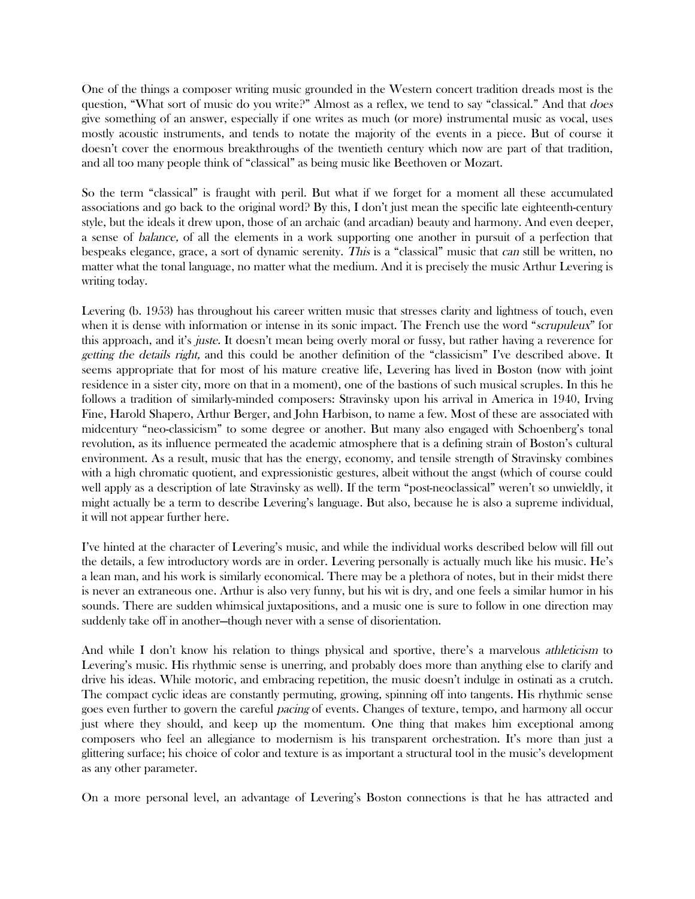One of the things a composer writing music grounded in the Western concert tradition dreads most is the question, "What sort of music do you write?" Almost as a reflex, we tend to say "classical." And that *does* give something of an answer, especially if one writes as much (or more) instrumental music as vocal, uses mostly acoustic instruments, and tends to notate the majority of the events in a piece. But of course it doesn't cover the enormous breakthroughs of the twentieth century which now are part of that tradition, and all too many people think of "classical" as being music like Beethoven or Mozart.

So the term "classical" is fraught with peril. But what if we forget for a moment all these accumulated associations and go back to the original word? By this, I don't just mean the specific late eighteenth-century style, but the ideals it drew upon, those of an archaic (and arcadian) beauty and harmony. And even deeper, a sense of *balance,* of all the elements in a work supporting one another in pursuit of a perfection that bespeaks elegance, grace, a sort of dynamic serenity. *This* is a "classical" music that *can* still be written, no matter what the tonal language, no matter what the medium. And it is precisely the music Arthur Levering is writing today.

Levering (b. 1953) has throughout his career written music that stresses clarity and lightness of touch, even when it is dense with information or intense in its sonic impact. The French use the word "*scrupuleux*" for this approach, and it's *juste.* It doesn't mean being overly moral or fussy, but rather having a reverence for *getting the details right,* and this could be another definition of the "classicism" I've described above. It seems appropriate that for most of his mature creative life, Levering has lived in Boston (now with joint residence in a sister city, more on that in a moment), one of the bastions of such musical scruples. In this he follows a tradition of similarly-minded composers: Stravinsky upon his arrival in America in 1940, Irving Fine, Harold Shapero, Arthur Berger, and John Harbison, to name a few. Most of these are associated with midcentury "neo-classicism" to some degree or another. But many also engaged with Schoenberg's tonal revolution, as its influence permeated the academic atmosphere that is a defining strain of Boston's cultural environment. As a result, music that has the energy, economy, and tensile strength of Stravinsky combines with a high chromatic quotient, and expressionistic gestures, albeit without the angst (which of course could well apply as a description of late Stravinsky as well). If the term "post-neoclassical" weren't so unwieldly, it might actually be a term to describe Levering's language. But also, because he is also a supreme individual, it will not appear further here.

I've hinted at the character of Levering's music, and while the individual works described below will fill out the details, a few introductory words are in order. Levering personally is actually much like his music. He's a lean man, and his work is similarly economical. There may be a plethora of notes, but in their midst there is never an extraneous one. Arthur is also very funny, but his wit is dry, and one feels a similar humor in his sounds. There are sudden whimsical juxtapositions, and a music one is sure to follow in one direction may suddenly take off in another—though never with a sense of disorientation.

And while I don't know his relation to things physical and sportive, there's a marvelous *athleticism* to Levering's music. His rhythmic sense is unerring, and probably does more than anything else to clarify and drive his ideas. While motoric, and embracing repetition, the music doesn't indulge in ostinati as a crutch. The compact cyclic ideas are constantly permuting, growing, spinning off into tangents. His rhythmic sense goes even further to govern the careful *pacing* of events. Changes of texture, tempo, and harmony all occur just where they should, and keep up the momentum. One thing that makes him exceptional among composers who feel an allegiance to modernism is his transparent orchestration. It's more than just a glittering surface; his choice of color and texture is as important a structural tool in the music's development as any other parameter.

On a more personal level, an advantage of Levering's Boston connections is that he has attracted and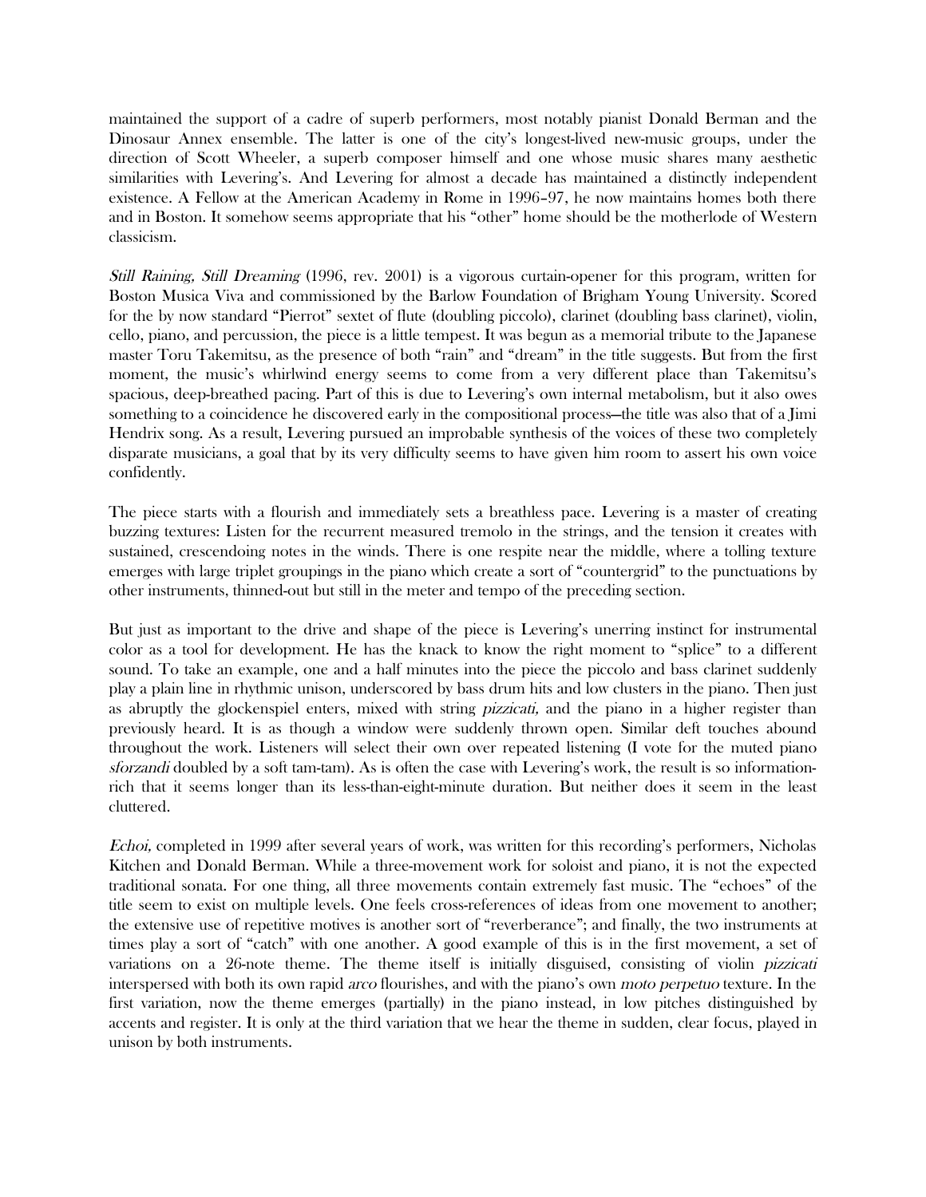maintained the support of a cadre of superb performers, most notably pianist Donald Berman and the Dinosaur Annex ensemble. The latter is one of the city's longest-lived new-music groups, under the direction of Scott Wheeler, a superb composer himself and one whose music shares many aesthetic similarities with Levering's. And Levering for almost a decade has maintained a distinctly independent existence. A Fellow at the American Academy in Rome in 1996–97, he now maintains homes both there and in Boston. It somehow seems appropriate that his "other" home should be the motherlode of Western classicism.

*Still Raining, Still Dreaming* (1996, rev. 2001) is a vigorous curtain-opener for this program, written for Boston Musica Viva and commissioned by the Barlow Foundation of Brigham Young University. Scored for the by now standard "Pierrot" sextet of flute (doubling piccolo), clarinet (doubling bass clarinet), violin, cello, piano, and percussion, the piece is a little tempest. It was begun as a memorial tribute to the Japanese master Toru Takemitsu, as the presence of both "rain" and "dream" in the title suggests. But from the first moment, the music's whirlwind energy seems to come from a very different place than Takemitsu's spacious, deep-breathed pacing. Part of this is due to Levering's own internal metabolism, but it also owes something to a coincidence he discovered early in the compositional process—the title was also that of a Jimi Hendrix song. As a result, Levering pursued an improbable synthesis of the voices of these two completely disparate musicians, a goal that by its very difficulty seems to have given him room to assert his own voice confidently.

The piece starts with a flourish and immediately sets a breathless pace. Levering is a master of creating buzzing textures: Listen for the recurrent measured tremolo in the strings, and the tension it creates with sustained, crescendoing notes in the winds. There is one respite near the middle, where a tolling texture emerges with large triplet groupings in the piano which create a sort of "countergrid" to the punctuations by other instruments, thinned-out but still in the meter and tempo of the preceding section.

But just as important to the drive and shape of the piece is Levering's unerring instinct for instrumental color as a tool for development. He has the knack to know the right moment to "splice" to a different sound. To take an example, one and a half minutes into the piece the piccolo and bass clarinet suddenly play a plain line in rhythmic unison, underscored by bass drum hits and low clusters in the piano. Then just as abruptly the glockenspiel enters, mixed with string *pizzicati,* and the piano in a higher register than previously heard. It is as though a window were suddenly thrown open. Similar deft touches abound throughout the work. Listeners will select their own over repeated listening (I vote for the muted piano *sforzandi* doubled by a soft tam-tam). As is often the case with Levering's work, the result is so information-rich that it seems longer than its less-than-eight-minute duration. But neither does it seem in the least cluttered.

*Echoi,* completed in 1999 after several years of work, was written for this recording's performers, Nicholas Kitchen and Donald Berman. While a three-movement work for soloist and piano, it is not the expected traditional sonata. For one thing, all three movements contain extremely fast music. The "echoes" of the title seem to exist on multiple levels. One feels cross-references of ideas from one movement to another; the extensive use of repetitive motives is another sort of "reverberance"; and finally, the two instruments at times play a sort of "catch" with one another. A good example of this is in the first movement, a set of variations on a 26-note theme. The theme itself is initially disguised, consisting of violin *pizzicati* interspersed with both its own rapid *arco* flourishes, and with the piano's own *moto perpetuo* texture. In the first variation, now the theme emerges (partially) in the piano instead, in low pitches distinguished by accents and register. It is only at the third variation that we hear the theme in sudden, clear focus, played in unison by both instruments.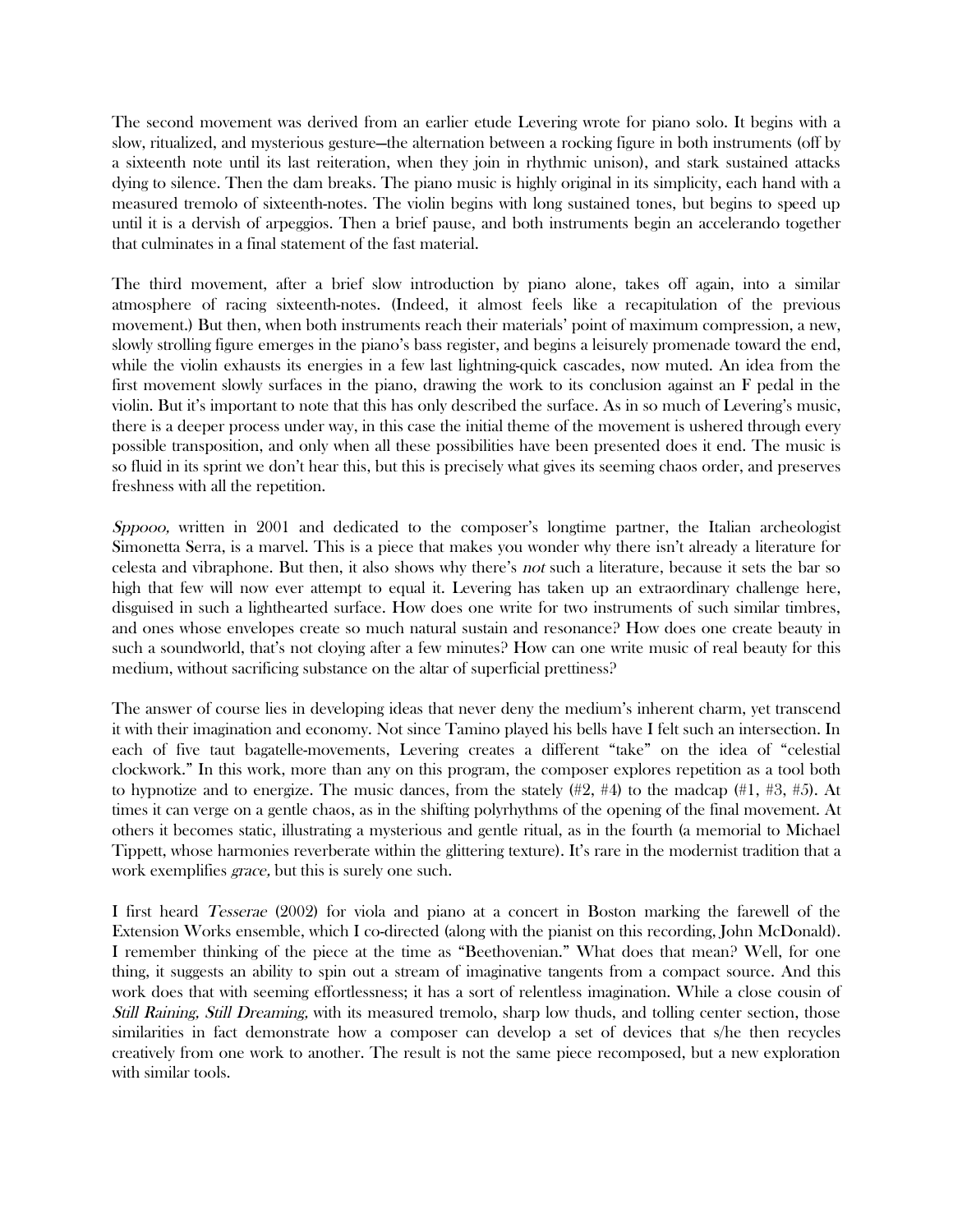The second movement was derived from an earlier etude Levering wrote for piano solo. It begins with a slow, ritualized, and mysterious gesture—the alternation between a rocking figure in both instruments (off by a sixteenth note until its last reiteration, when they join in rhythmic unison), and stark sustained attacks dying to silence. Then the dam breaks. The piano music is highly original in its simplicity, each hand with a measured tremolo of sixteenth-notes. The violin begins with long sustained tones, but begins to speed up until it is a dervish of arpeggios. Then a brief pause, and both instruments begin an accelerando together that culminates in a final statement of the fast material.

The third movement, after a brief slow introduction by piano alone, takes off again, into a similar atmosphere of racing sixteenth-notes. (Indeed, it almost feels like a recapitulation of the previous movement.) But then, when both instruments reach their materials' point of maximum compression, a new, slowly strolling figure emerges in the piano's bass register, and begins a leisurely promenade toward the end, while the violin exhausts its energies in a few last lightning-quick cascades, now muted. An idea from the first movement slowly surfaces in the piano, drawing the work to its conclusion against an F pedal in the violin. But it's important to note that this has only described the surface. As in so much of Levering's music, there is a deeper process under way, in this case the initial theme of the movement is ushered through every possible transposition, and only when all these possibilities have been presented does it end. The music is so fluid in its sprint we don't hear this, but this is precisely what gives its seeming chaos order, and preserves freshness with all the repetition.

*Sppooo,* written in 2001 and dedicated to the composer's longtime partner, the Italian archeologist Simonetta Serra, is a marvel. This is a piece that makes you wonder why there isn't already a literature for celesta and vibraphone. But then, it also shows why there's *not* such a literature, because it sets the bar so high that few will now ever attempt to equal it. Levering has taken up an extraordinary challenge here, disguised in such a lighthearted surface. How does one write for two instruments of such similar timbres, and ones whose envelopes create so much natural sustain and resonance? How does one create beauty in such a soundworld, that's not cloying after a few minutes? How can one write music of real beauty for this medium, without sacrificing substance on the altar of superficial prettiness?

The answer of course lies in developing ideas that never deny the medium's inherent charm, yet transcend it with their imagination and economy. Not since Tamino played his bells have I felt such an intersection. In each of five taut bagatelle-movements, Levering creates a different "take" on the idea of "celestial clockwork." In this work, more than any on this program, the composer explores repetition as a tool both to hypnotize and to energize. The music dances, from the stately (#2, #4) to the madcap (#1, #3, #5). At times it can verge on a gentle chaos, as in the shifting polyrhythms of the opening of the final movement. At others it becomes static, illustrating a mysterious and gentle ritual, as in the fourth (a memorial to Michael Tippett, whose harmonies reverberate within the glittering texture). It's rare in the modernist tradition that a work exemplifies *grace,* but this is surely one such.

I first heard *Tesserae* (2002) for viola and piano at a concert in Boston marking the farewell of the Extension Works ensemble, which I co-directed (along with the pianist on this recording, John McDonald). I remember thinking of the piece at the time as "Beethovenian." What does that mean? Well, for one thing, it suggests an ability to spin out a stream of imaginative tangents from a compact source. And this work does that with seeming effortlessness; it has a sort of relentless imagination. While a close cousin of *Still Raining, Still Dreaming,* with its measured tremolo, sharp low thuds, and tolling center section, those similarities in fact demonstrate how a composer can develop a set of devices that s/he then recycles creatively from one work to another. The result is not the same piece recomposed, but a new exploration with similar tools.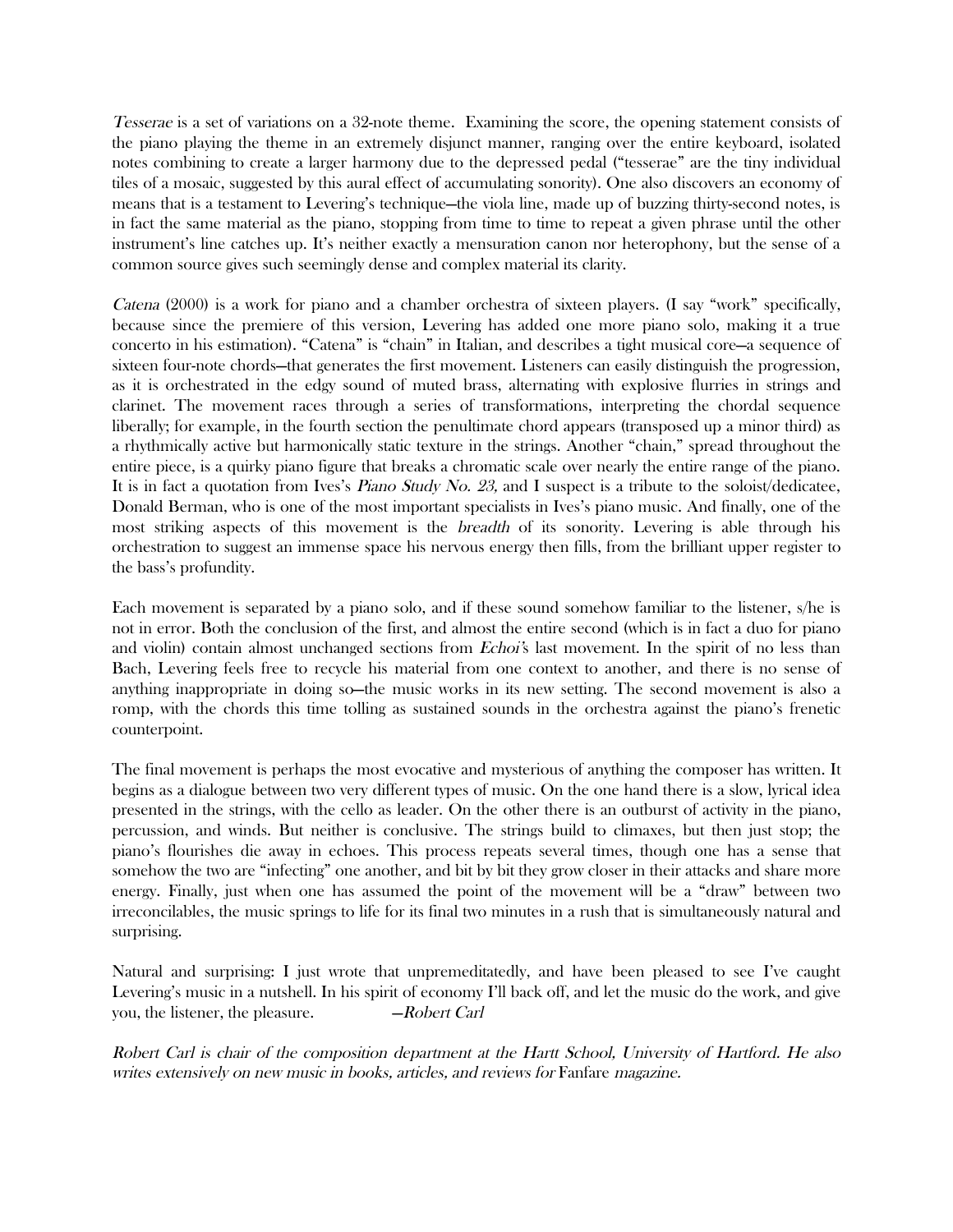*Tesserae* is a set of variations on a 32-note theme. Examining the score, the opening statement consists of the piano playing the theme in an extremely disjunct manner, ranging over the entire keyboard, isolated notes combining to create a larger harmony due to the depressed pedal ("tesserae" are the tiny individual tiles of a mosaic, suggested by this aural effect of accumulating sonority). One also discovers an economy of means that is a testament to Levering's technique—the viola line, made up of buzzing thirty-second notes, is in fact the same material as the piano, stopping from time to time to repeat a given phrase until the other instrument's line catches up. It's neither exactly a mensuration canon nor heterophony, but the sense of a common source gives such seemingly dense and complex material its clarity.

*Catena* (2000) is a work for piano and a chamber orchestra of sixteen players. (I say "work" specifically, because since the premiere of this version, Levering has added one more piano solo, making it a true concerto in his estimation). "Catena" is "chain" in Italian, and describes a tight musical core—a sequence of sixteen four-note chords—that generates the first movement. Listeners can easily distinguish the progression, as it is orchestrated in the edgy sound of muted brass, alternating with explosive flurries in strings and clarinet. The movement races through a series of transformations, interpreting the chordal sequence liberally; for example, in the fourth section the penultimate chord appears (transposed up a minor third) as a rhythmically active but harmonically static texture in the strings. Another "chain," spread throughout the entire piece, is a quirky piano figure that breaks a chromatic scale over nearly the entire range of the piano. It is in fact a quotation from Ives's *Piano Study No. 23,* and I suspect is a tribute to the soloist/dedicatee, Donald Berman, who is one of the most important specialists in Ives's piano music. And finally, one of the most striking aspects of this movement is the *breadth* of its sonority. Levering is able through his orchestration to suggest an immense space his nervous energy then fills, from the brilliant upper register to the bass's profundity.

Each movement is separated by a piano solo, and if these sound somehow familiar to the listener, s/he is not in error. Both the conclusion of the first, and almost the entire second (which is in fact a duo for piano and violin) contain almost unchanged sections from *Echoi*'s last movement. In the spirit of no less than Bach, Levering feels free to recycle his material from one context to another, and there is no sense of anything inappropriate in doing so—the music works in its new setting. The second movement is also a romp, with the chords this time tolling as sustained sounds in the orchestra against the piano's frenetic counterpoint.

The final movement is perhaps the most evocative and mysterious of anything the composer has written. It begins as a dialogue between two very different types of music. On the one hand there is a slow, lyrical idea presented in the strings, with the cello as leader. On the other there is an outburst of activity in the piano, percussion, and winds. But neither is conclusive. The strings build to climaxes, but then just stop; the piano's flourishes die away in echoes. This process repeats several times, though one has a sense that somehow the two are "infecting" one another, and bit by bit they grow closer in their attacks and share more energy. Finally, just when one has assumed the point of the movement will be a "draw" between two irreconcilables, the music springs to life for its final two minutes in a rush that is simultaneously natural and surprising.

Natural and surprising: I just wrote that unpremeditatedly, and have been pleased to see I've caught Levering's music in a nutshell. In his spirit of economy I'll back off, and let the music do the work, and give you, the listener, the pleasure. —*Robert Carl*

*Robert Carl is chair of the composition department at the Hartt School, University of Hartford. He also writes extensively on new music in books, articles, and reviews for* Fanfare *magazine.*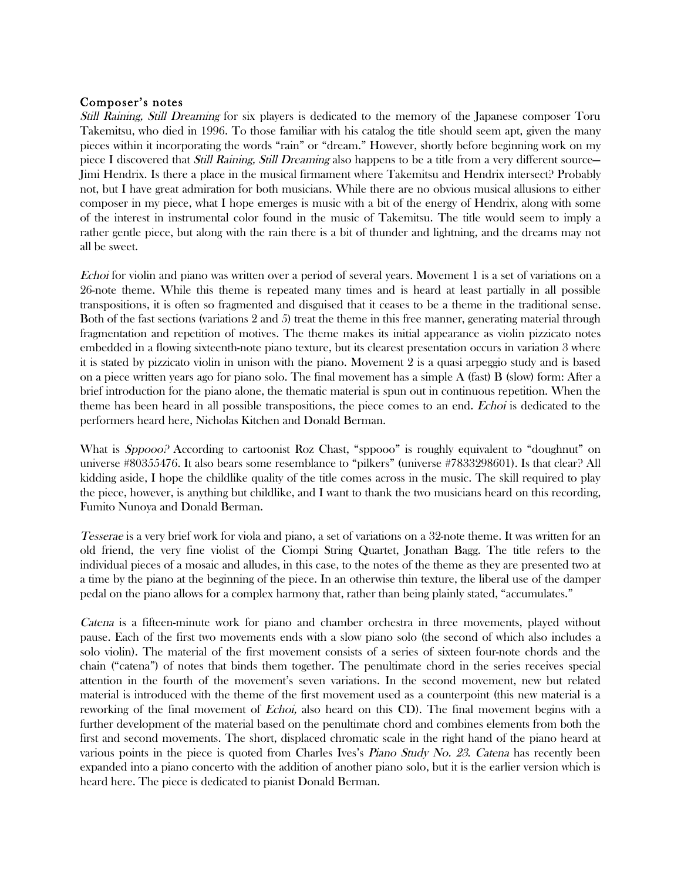## Composer's notes

*Still Raining, Still Dreaming* for six players is dedicated to the memory of the Japanese composer Toru Takemitsu, who died in 1996. To those familiar with his catalog the title should seem apt, given the many pieces within it incorporating the words "rain" or "dream." However, shortly before beginning work on my piece I discovered that *Still Raining, Still Dreaming* also happens to be a title from a very different source—Jimi Hendrix. Is there a place in the musical firmament where Takemitsu and Hendrix intersect? Probably not, but I have great admiration for both musicians. While there are no obvious musical allusions to either composer in my piece, what I hope emerges is music with a bit of the energy of Hendrix, along with some of the interest in instrumental color found in the music of Takemitsu. The title would seem to imply a rather gentle piece, but along with the rain there is a bit of thunder and lightning, and the dreams may not all be sweet.

*Echoi* for violin and piano was written over a period of several years. Movement 1 is a set of variations on a 26-note theme. While this theme is repeated many times and is heard at least partially in all possible transpositions, it is often so fragmented and disguised that it ceases to be a theme in the traditional sense. Both of the fast sections (variations 2 and 5) treat the theme in this free manner, generating material through fragmentation and repetition of motives. The theme makes its initial appearance as violin pizzicato notes embedded in a flowing sixteenth-note piano texture, but its clearest presentation occurs in variation 3 where it is stated by pizzicato violin in unison with the piano. Movement 2 is a quasi arpeggio study and is based on a piece written years ago for piano solo. The final movement has a simple A (fast) B (slow) form: After a brief introduction for the piano alone, the thematic material is spun out in continuous repetition. When the theme has been heard in all possible transpositions, the piece comes to an end. *Echoi* is dedicated to the performers heard here, Nicholas Kitchen and Donald Berman.

What is *Sppooo?* According to cartoonist Roz Chast, "sppooo" is roughly equivalent to "doughnut" on universe #80355476. It also bears some resemblance to "pilkers" (universe #7833298601). Is that clear? All kidding aside, I hope the childlike quality of the title comes across in the music. The skill required to play the piece, however, is anything but childlike, and I want to thank the two musicians heard on this recording, Fumito Nunoya and Donald Berman.

*Tesserae* is a very brief work for viola and piano, a set of variations on a 32-note theme. It was written for an old friend, the very fine violist of the Ciompi String Quartet, Jonathan Bagg. The title refers to the individual pieces of a mosaic and alludes, in this case, to the notes of the theme as they are presented two at a time by the piano at the beginning of the piece. In an otherwise thin texture, the liberal use of the damper pedal on the piano allows for a complex harmony that, rather than being plainly stated, "accumulates."

*Catena* is a fifteen-minute work for piano and chamber orchestra in three movements, played without pause. Each of the first two movements ends with a slow piano solo (the second of which also includes a solo violin). The material of the first movement consists of a series of sixteen four-note chords and the chain ("catena") of notes that binds them together. The penultimate chord in the series receives special attention in the fourth of the movement's seven variations. In the second movement, new but related material is introduced with the theme of the first movement used as a counterpoint (this new material is a reworking of the final movement of *Echoi,* also heard on this CD). The final movement begins with a further development of the material based on the penultimate chord and combines elements from both the first and second movements. The short, displaced chromatic scale in the right hand of the piano heard at various points in the piece is quoted from Charles Ives's *Piano Study No. 23*. *Catena* has recently been expanded into a piano concerto with the addition of another piano solo, but it is the earlier version which is heard here. The piece is dedicated to pianist Donald Berman.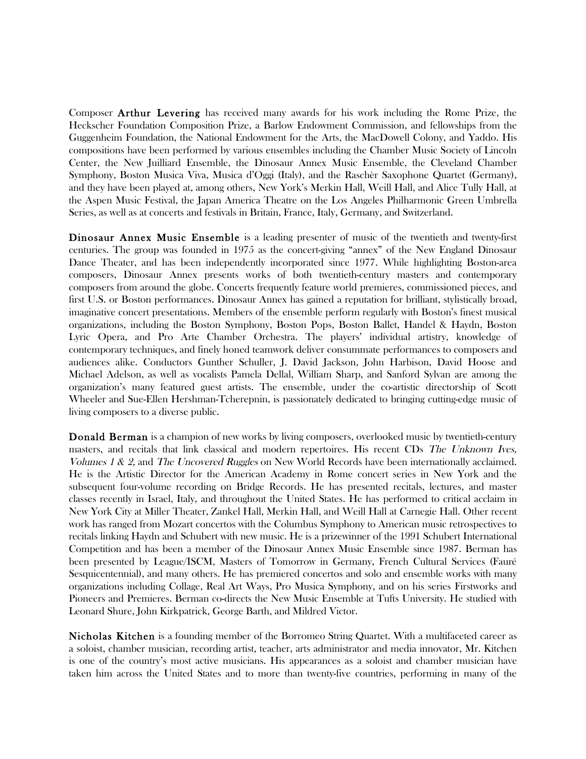Composer **Arthur Levering** has received many awards for his work including the Rome Prize, the Heckscher Foundation Composition Prize, a Barlow Endowment Commission, and fellowships from the Guggenheim Foundation, the National Endowment for the Arts, the MacDowell Colony, and Yaddo. His compositions have been performed by various ensembles including the Chamber Music Society of Lincoln Center, the New Juilliard Ensemble, the Dinosaur Annex Music Ensemble, the Cleveland Chamber Symphony, Boston Musica Viva, Musica d'Oggi (Italy), and the Raschèr Saxophone Quartet (Germany), and they have been played at, among others, New York's Merkin Hall, Weill Hall, and Alice Tully Hall, at the Aspen Music Festival, the Japan America Theatre on the Los Angeles Philharmonic Green Umbrella Series, as well as at concerts and festivals in Britain, France, Italy, Germany, and Switzerland.

**Dinosaur Annex Music Ensemble** is a leading presenter of music of the twentieth and twenty-first centuries. The group was founded in 1975 as the concert-giving "annex" of the New England Dinosaur Dance Theater, and has been independently incorporated since 1977. While highlighting Boston-area composers, Dinosaur Annex presents works of both twentieth-century masters and contemporary composers from around the globe. Concerts frequently feature world premieres, commissioned pieces, and first U.S. or Boston performances. Dinosaur Annex has gained a reputation for brilliant, stylistically broad, imaginative concert presentations. Members of the ensemble perform regularly with Boston's finest musical organizations, including the Boston Symphony, Boston Pops, Boston Ballet, Handel & Haydn, Boston Lyric Opera, and Pro Arte Chamber Orchestra. The players' individual artistry, knowledge of contemporary techniques, and finely honed teamwork deliver consummate performances to composers and audiences alike. Conductors Gunther Schuller, J. David Jackson, John Harbison, David Hoose and Michael Adelson, as well as vocalists Pamela Dellal, William Sharp, and Sanford Sylvan are among the organization's many featured guest artists. The ensemble, under the co-artistic directorship of Scott Wheeler and Sue-Ellen Hershman-Tcherepnin, is passionately dedicated to bringing cutting-edge music of living composers to a diverse public.

**Donald Berman** is a champion of new works by living composers, overlooked music by twentieth-century masters, and recitals that link classical and modern repertoires. His recent CDs *The Unknown Ives, Volumes 1 & 2,* and *The Uncovered Ruggles* on New World Records have been internationally acclaimed. He is the Artistic Director for the American Academy in Rome concert series in New York and the subsequent four-volume recording on Bridge Records. He has presented recitals, lectures, and master classes recently in Israel, Italy, and throughout the United States. He has performed to critical acclaim in New York City at Miller Theater, Zankel Hall, Merkin Hall, and Weill Hall at Carnegie Hall. Other recent work has ranged from Mozart concertos with the Columbus Symphony to American music retrospectives to recitals linking Haydn and Schubert with new music. He is a prizewinner of the 1991 Schubert International Competition and has been a member of the Dinosaur Annex Music Ensemble since 1987. Berman has been presented by League/ISCM, Masters of Tomorrow in Germany, French Cultural Services (Fauré Sesquicentennial), and many others. He has premiered concertos and solo and ensemble works with many organizations including Collage, Real Art Ways, Pro Musica Symphony, and on his series Firstworks and Pioneers and Premieres. Berman co-directs the New Music Ensemble at Tufts University. He studied with Leonard Shure, John Kirkpatrick, George Barth, and Mildred Victor.

**Nicholas Kitchen** is a founding member of the Borromeo String Quartet. With a multifaceted career as a soloist, chamber musician, recording artist, teacher, arts administrator and media innovator, Mr. Kitchen is one of the country's most active musicians. His appearances as a soloist and chamber musician have taken him across the United States and to more than twenty-five countries, performing in many of the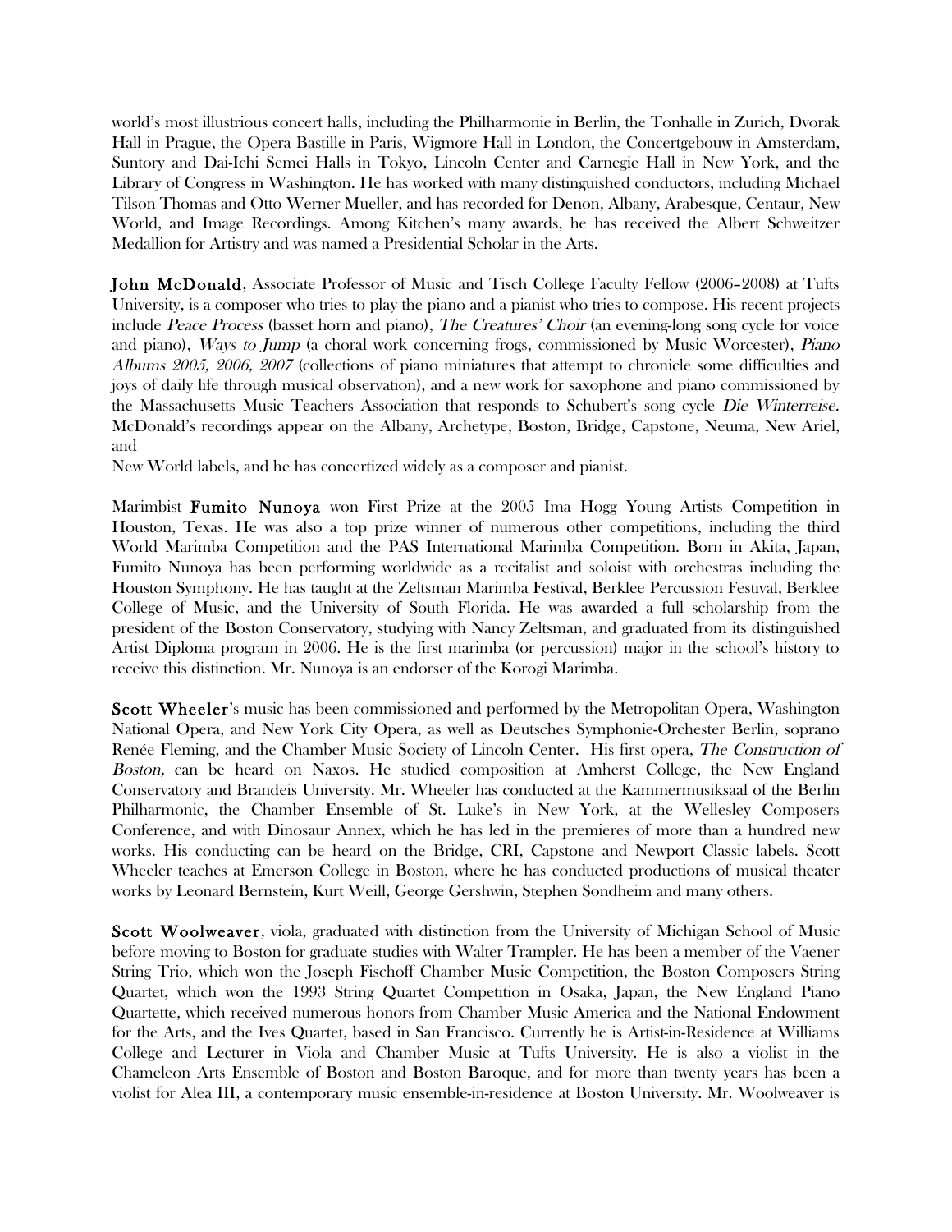world's most illustrious concert halls, including the Philharmonie in Berlin, the Tonhalle in Zurich, Dvorak Hall in Prague, the Opera Bastille in Paris, Wigmore Hall in London, the Concertgebouw in Amsterdam, Suntory and Dai-Ichi Semei Halls in Tokyo, Lincoln Center and Carnegie Hall in New York, and the Library of Congress in Washington. He has worked with many distinguished conductors, including Michael Tilson Thomas and Otto Werner Mueller, and has recorded for Denon, Albany, Arabesque, Centaur, New World, and Image Recordings. Among Kitchen's many awards, he has received the Albert Schweitzer Medallion for Artistry and was named a Presidential Scholar in the Arts.

**John McDonald**, Associate Professor of Music and Tisch College Faculty Fellow (2006–2008) at Tufts University, is a composer who tries to play the piano and a pianist who tries to compose. His recent projects include *Peace Process* (basset horn and piano), *The Creatures' Choir* (an evening-long song cycle for voice and piano), *Ways to Jump* (a choral work concerning frogs, commissioned by Music Worcester), *Piano Albums 2005, 2006, 2007* (collections of piano miniatures that attempt to chronicle some difficulties and joys of daily life through musical observation), and a new work for saxophone and piano commissioned by the Massachusetts Music Teachers Association that responds to Schubert's song cycle *Die Winterreise*. McDonald's recordings appear on the Albany, Archetype, Boston, Bridge, Capstone, Neuma, New Ariel, and
New World labels, and he has concertized widely as a composer and pianist.

Marimbist **Fumito Nunoya** won First Prize at the 2005 Ima Hogg Young Artists Competition in Houston, Texas. He was also a top prize winner of numerous other competitions, including the third World Marimba Competition and the PAS International Marimba Competition. Born in Akita, Japan, Fumito Nunoya has been performing worldwide as a recitalist and soloist with orchestras including the Houston Symphony. He has taught at the Zeltsman Marimba Festival, Berklee Percussion Festival, Berklee College of Music, and the University of South Florida. He was awarded a full scholarship from the president of the Boston Conservatory, studying with Nancy Zeltsman, and graduated from its distinguished Artist Diploma program in 2006. He is the first marimba (or percussion) major in the school's history to receive this distinction. Mr. Nunoya is an endorser of the Korogi Marimba.

**Scott Wheeler**'s music has been commissioned and performed by the Metropolitan Opera, Washington National Opera, and New York City Opera, as well as Deutsches Symphonie-Orchester Berlin, soprano Renée Fleming, and the Chamber Music Society of Lincoln Center. His first opera, *The Construction of Boston,* can be heard on Naxos. He studied composition at Amherst College, the New England Conservatory and Brandeis University. Mr. Wheeler has conducted at the Kammermusiksaal of the Berlin Philharmonic, the Chamber Ensemble of St. Luke's in New York, at the Wellesley Composers Conference, and with Dinosaur Annex, which he has led in the premieres of more than a hundred new works. His conducting can be heard on the Bridge, CRI, Capstone and Newport Classic labels. Scott Wheeler teaches at Emerson College in Boston, where he has conducted productions of musical theater works by Leonard Bernstein, Kurt Weill, George Gershwin, Stephen Sondheim and many others.

**Scott Woolweaver**, viola, graduated with distinction from the University of Michigan School of Music before moving to Boston for graduate studies with Walter Trampler. He has been a member of the Vaener String Trio, which won the Joseph Fischoff Chamber Music Competition, the Boston Composers String Quartet, which won the 1993 String Quartet Competition in Osaka, Japan, the New England Piano Quartette, which received numerous honors from Chamber Music America and the National Endowment for the Arts, and the Ives Quartet, based in San Francisco. Currently he is Artist-in-Residence at Williams College and Lecturer in Viola and Chamber Music at Tufts University. He is also a violist in the Chameleon Arts Ensemble of Boston and Boston Baroque, and for more than twenty years has been a violist for Alea III, a contemporary music ensemble-in-residence at Boston University. Mr. Woolweaver is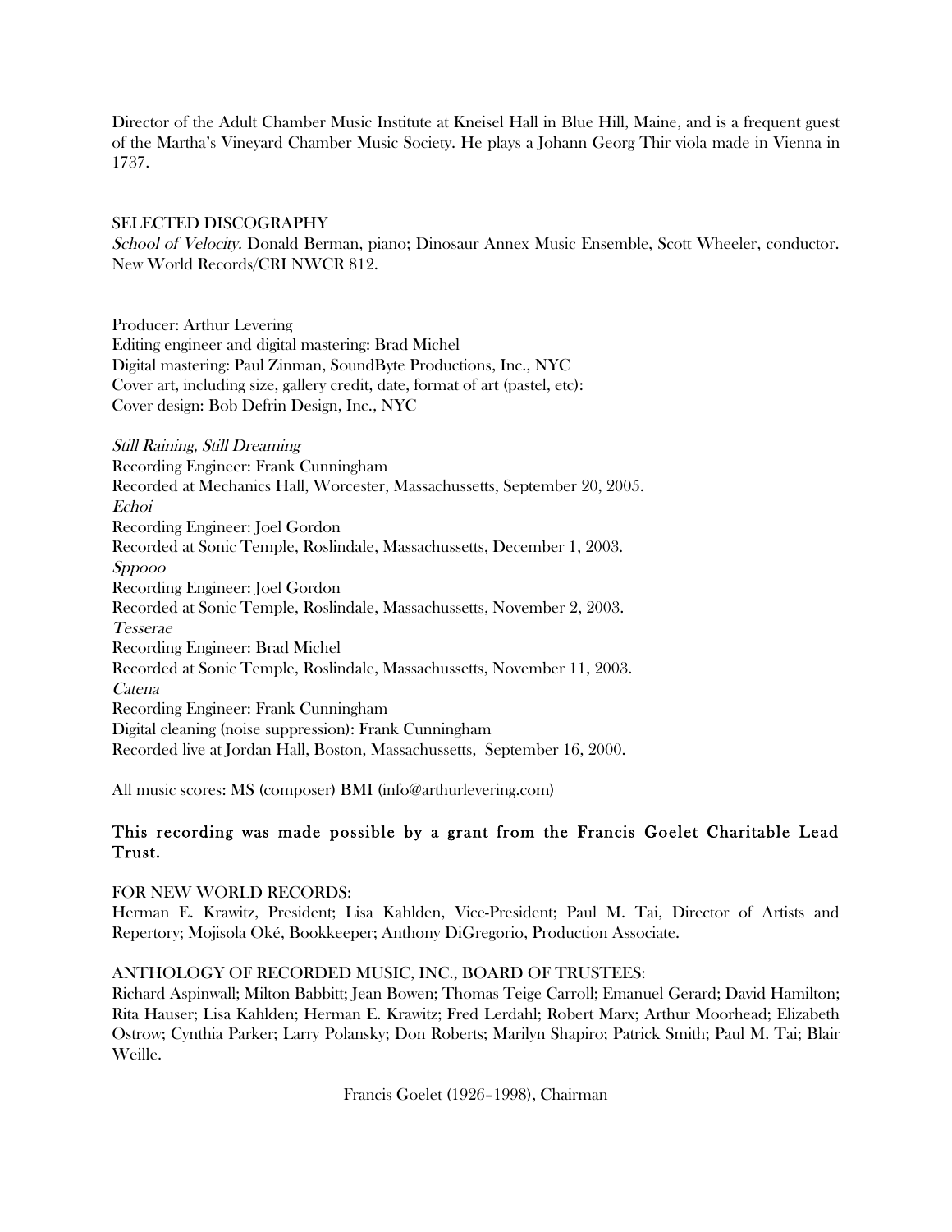Director of the Adult Chamber Music Institute at Kneisel Hall in Blue Hill, Maine, and is a frequent guest of the Martha's Vineyard Chamber Music Society. He plays a Johann Georg Thir viola made in Vienna in 1737.

SELECTED DISCOGRAPHY

*School of Velocity.* Donald Berman, piano; Dinosaur Annex Music Ensemble, Scott Wheeler, conductor. New World Records/CRI NWCR 812.

Producer: Arthur Levering
Editing engineer and digital mastering: Brad Michel
Digital mastering: Paul Zinman, SoundByte Productions, Inc., NYC
Cover art, including size, gallery credit, date, format of art (pastel, etc):
Cover design: Bob Defrin Design, Inc., NYC

*Still Raining, Still Dreaming*
Recording Engineer: Frank Cunningham
Recorded at Mechanics Hall, Worcester, Massachussetts, September 20, 2005.
*Echoi*
Recording Engineer: Joel Gordon
Recorded at Sonic Temple, Roslindale, Massachussetts, December 1, 2003.
*Sppooo*
Recording Engineer: Joel Gordon
Recorded at Sonic Temple, Roslindale, Massachussetts, November 2, 2003.
*Tesserae*
Recording Engineer: Brad Michel
Recorded at Sonic Temple, Roslindale, Massachussetts, November 11, 2003.
*Catena*
Recording Engineer: Frank Cunningham
Digital cleaning (noise suppression): Frank Cunningham
Recorded live at Jordan Hall, Boston, Massachussetts, September 16, 2000.

All music scores: MS (composer) BMI (info@arthurlevering.com)

**This recording was made possible by a grant from the Francis Goelet Charitable Lead Trust.**

FOR NEW WORLD RECORDS:
Herman E. Krawitz, President; Lisa Kahlden, Vice-President; Paul M. Tai, Director of Artists and Repertory; Mojisola Oké, Bookkeeper; Anthony DiGregorio, Production Associate.

ANTHOLOGY OF RECORDED MUSIC, INC., BOARD OF TRUSTEES:
Richard Aspinwall; Milton Babbitt; Jean Bowen; Thomas Teige Carroll; Emanuel Gerard; David Hamilton; Rita Hauser; Lisa Kahlden; Herman E. Krawitz; Fred Lerdahl; Robert Marx; Arthur Moorhead; Elizabeth Ostrow; Cynthia Parker; Larry Polansky; Don Roberts; Marilyn Shapiro; Patrick Smith; Paul M. Tai; Blair Weille.

Francis Goelet (1926–1998), Chairman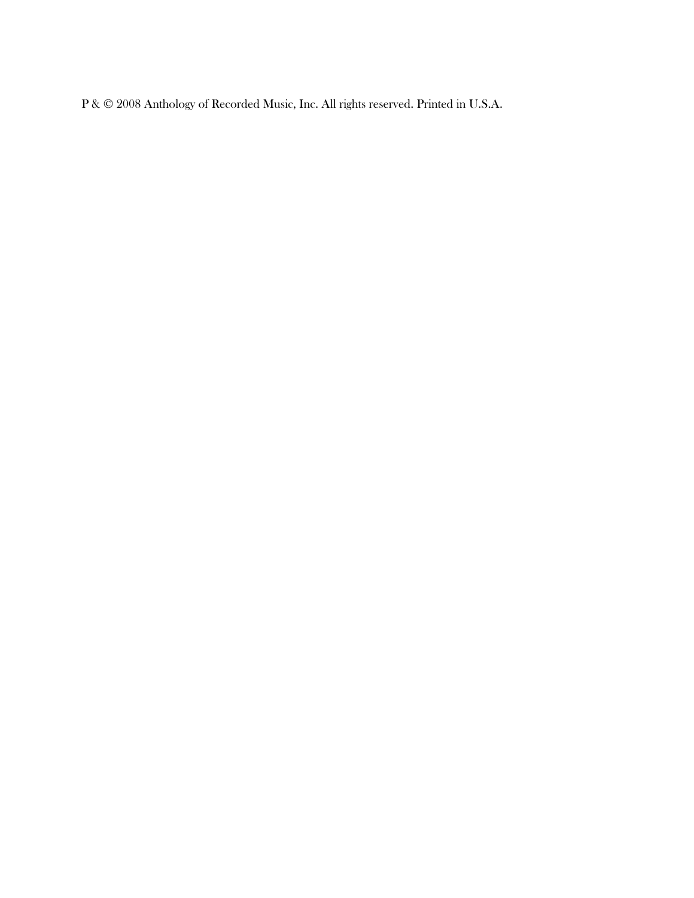P & © 2008 Anthology of Recorded Music, Inc. All rights reserved. Printed in U.S.A.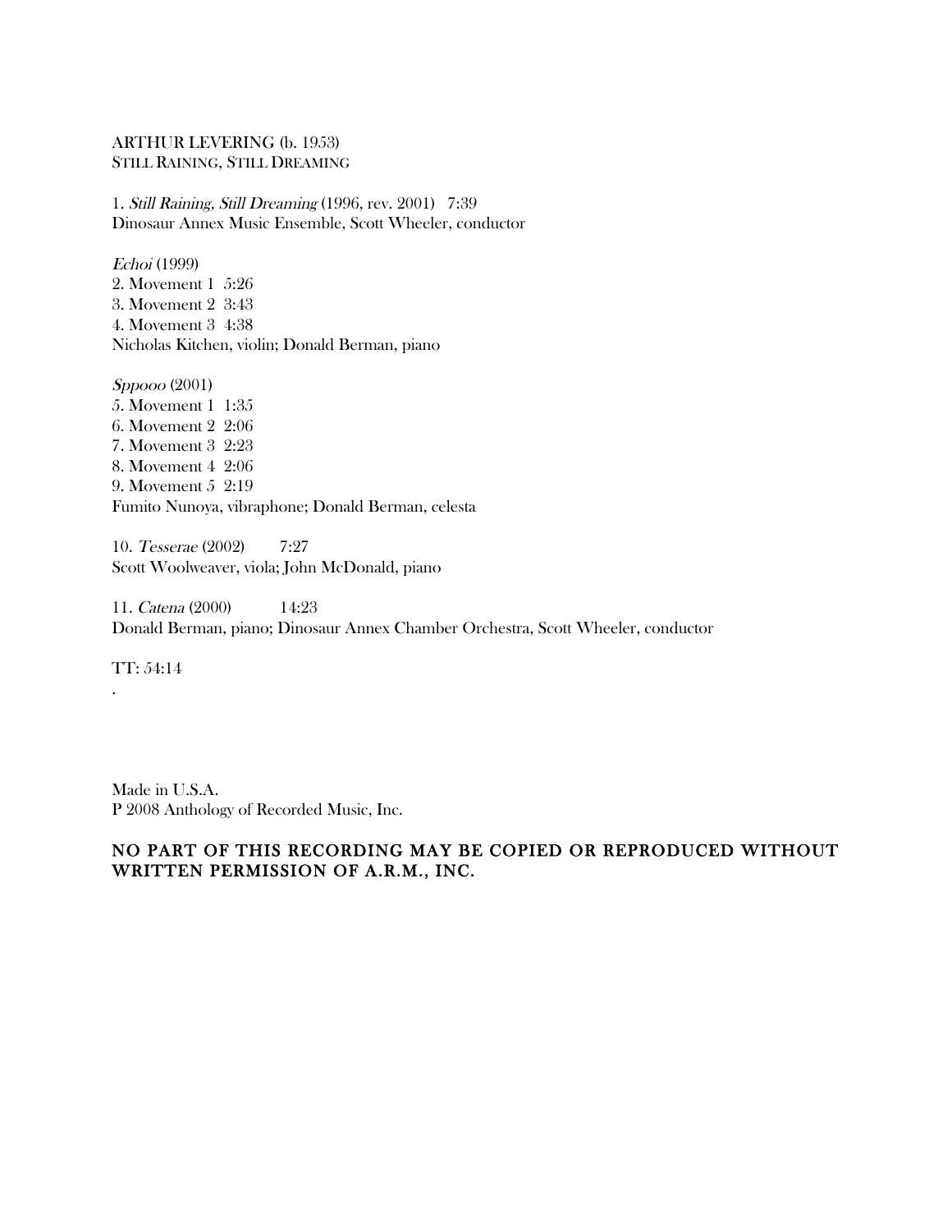ARTHUR LEVERING (b. 1953)
STILL RAINING, STILL DREAMING

1. *Still Raining, Still Dreaming* (1996, rev. 2001) 7:39
Dinosaur Annex Music Ensemble, Scott Wheeler, conductor

*Echoi* (1999)
2. Movement 1 5:26
3. Movement 2 3:43
4. Movement 3 4:38
Nicholas Kitchen, violin; Donald Berman, piano

*Sppooo* (2001)
5. Movement 1 1:35
6. Movement 2 2:06
7. Movement 3 2:23
8. Movement 4 2:06
9. Movement 5 2:19
Fumito Nunoya, vibraphone; Donald Berman, celesta

10. *Tesserae* (2002) 7:27
Scott Woolweaver, viola; John McDonald, piano

11. *Catena* (2000) 14:23
Donald Berman, piano; Dinosaur Annex Chamber Orchestra, Scott Wheeler, conductor

TT: 54:14

.

Made in U.S.A.
P 2008 Anthology of Recorded Music, Inc.

NO PART OF THIS RECORDING MAY BE COPIED OR REPRODUCED WITHOUT WRITTEN PERMISSION OF A.R.M., INC.